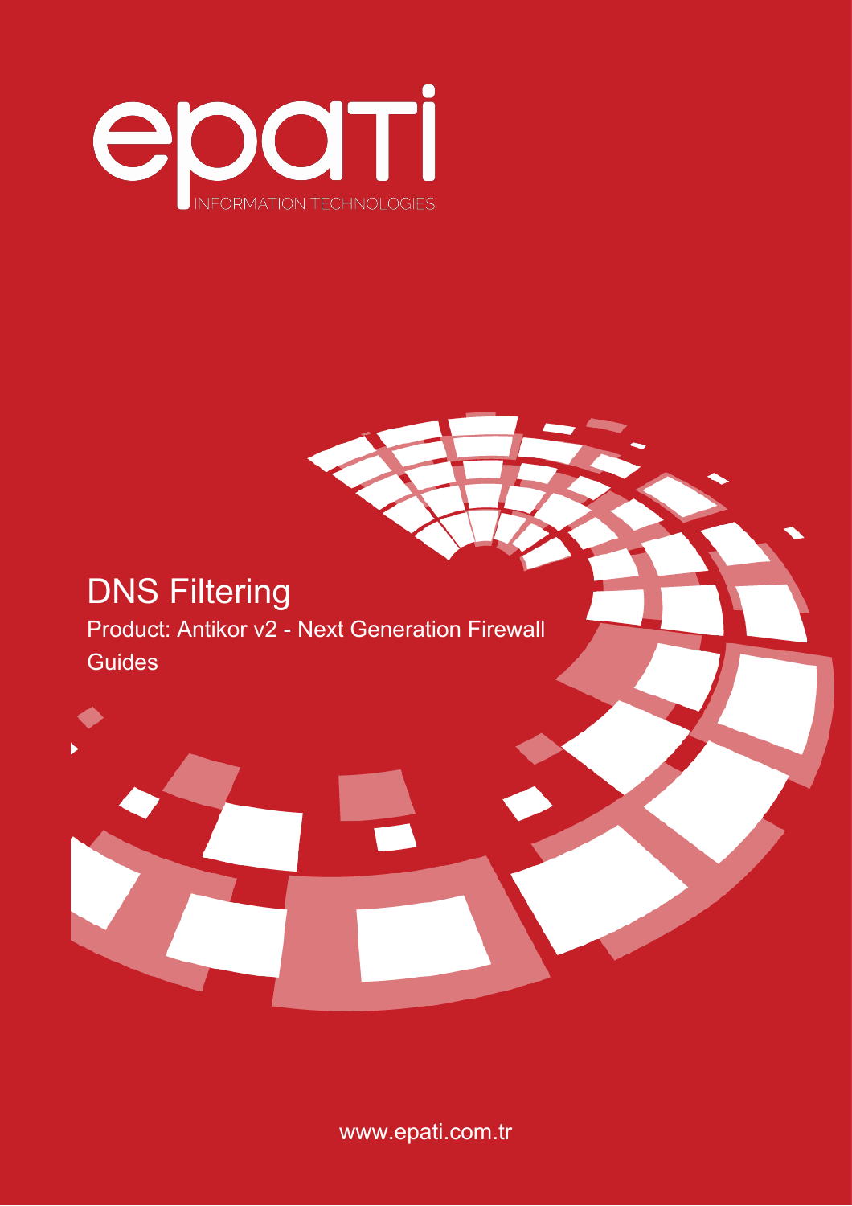epati

INFORMATION TECHNOLOGIES

# DNS Filtering

Product: Antikor v2 - Next Generation Firewall

Guides

www.epati.com.tr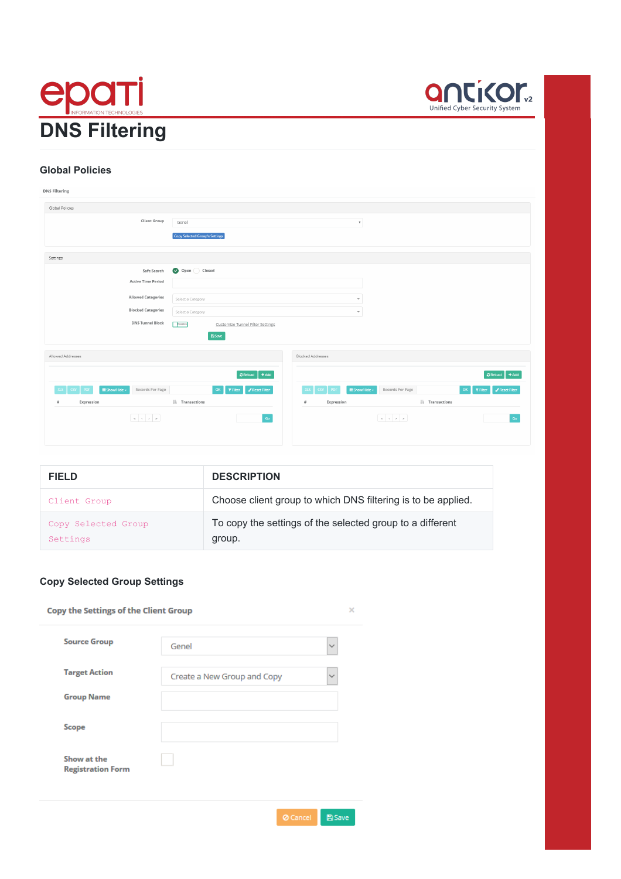# DNS Filtering

### Global Policies

DNS Filtering

Global Policies

Client Group: Genel

Copy Selected Group's Settings

Settings

Safe Search: Open / Closed

Active Time Period

Allowed Categories: Select a Category

Blocked Categories: Select a Category

DNS Tunnel Block: Passive — Customize Tunnel Filter Settings

Save

Allowed Addresses

Reload | Add

XLS | CSV | PDF | Show/Hide | Records Per Page | OK | Filter | Reset Filter

| # | Expression | Transactions |
|---|---|---|

Go

Blocked Addresses

Reload | Add

XLS | CSV | PDF | Show/Hide | Records Per Page | OK | Filter | Reset Filter

| # | Expression | Transactions |
|---|---|---|

Go

| FIELD | DESCRIPTION |
|---|---|
| Client Group | Choose client group to which DNS filtering is to be applied. |
| Copy Selected Group Settings | To copy the settings of the selected group to a different group. |

### Copy Selected Group Settings

Copy the Settings of the Client Group

Source Group: Genel

Target Action: Create a New Group and Copy

Group Name

Scope

Show at the Registration Form

Cancel | Save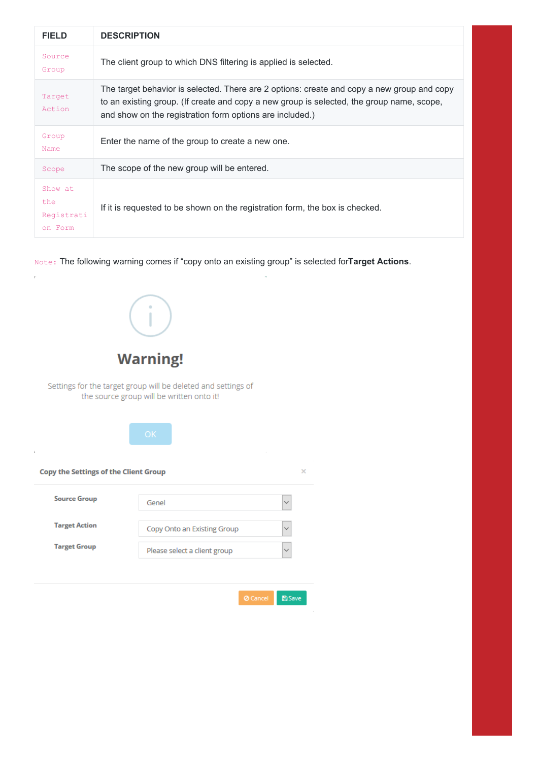| FIELD | DESCRIPTION |
| --- | --- |
| Source Group | The client group to which DNS filtering is applied is selected. |
| Target Action | The target behavior is selected. There are 2 options: create and copy a new group and copy to an existing group. (If create and copy a new group is selected, the group name, scope, and show on the registration form options are included.) |
| Group Name | Enter the name of the group to create a new one. |
| Scope | The scope of the new group will be entered. |
| Show at the Registration Form | If it is requested to be shown on the registration form, the box is checked. |

Note: The following warning comes if "copy onto an existing group" is selected for**Target Actions**.

**Warning!**

Settings for the target group will be deleted and settings of the source group will be written onto it!

OK

**Copy the Settings of the Client Group**

| | |
| --- | --- |
| Source Group | Genel |
| Target Action | Copy Onto an Existing Group |
| Target Group | Please select a client group |

Cancel Save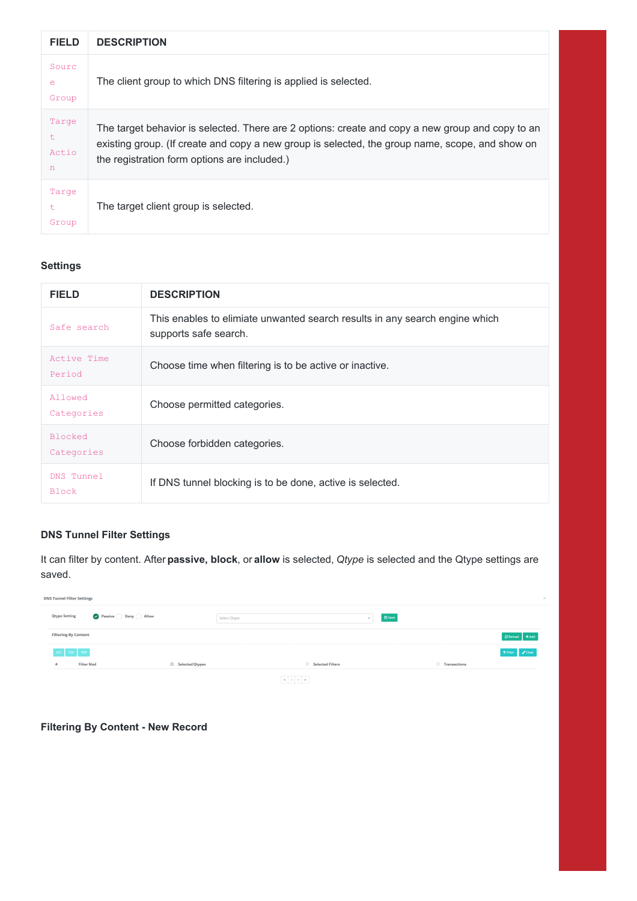| FIELD | DESCRIPTION |
| --- | --- |
| Source Group | The client group to which DNS filtering is applied is selected. |
| Target Action | The target behavior is selected. There are 2 options: create and copy a new group and copy to an existing group. (If create and copy a new group is selected, the group name, scope, and show on the registration form options are included.) |
| Target Group | The target client group is selected. |

### Settings

| FIELD | DESCRIPTION |
| --- | --- |
| Safe search | This enables to elimiate unwanted search results in any search engine which supports safe search. |
| Active Time Period | Choose time when filtering is to be active or inactive. |
| Allowed Categories | Choose permitted categories. |
| Blocked Categories | Choose forbidden categories. |
| DNS Tunnel Block | If DNS tunnel blocking is to be done, active is selected. |

### DNS Tunnel Filter Settings

It can filter by content. After **passive, block**, or **allow** is selected, *Qtype* is selected and the Qtype settings are saved.

### Filtering By Content - New Record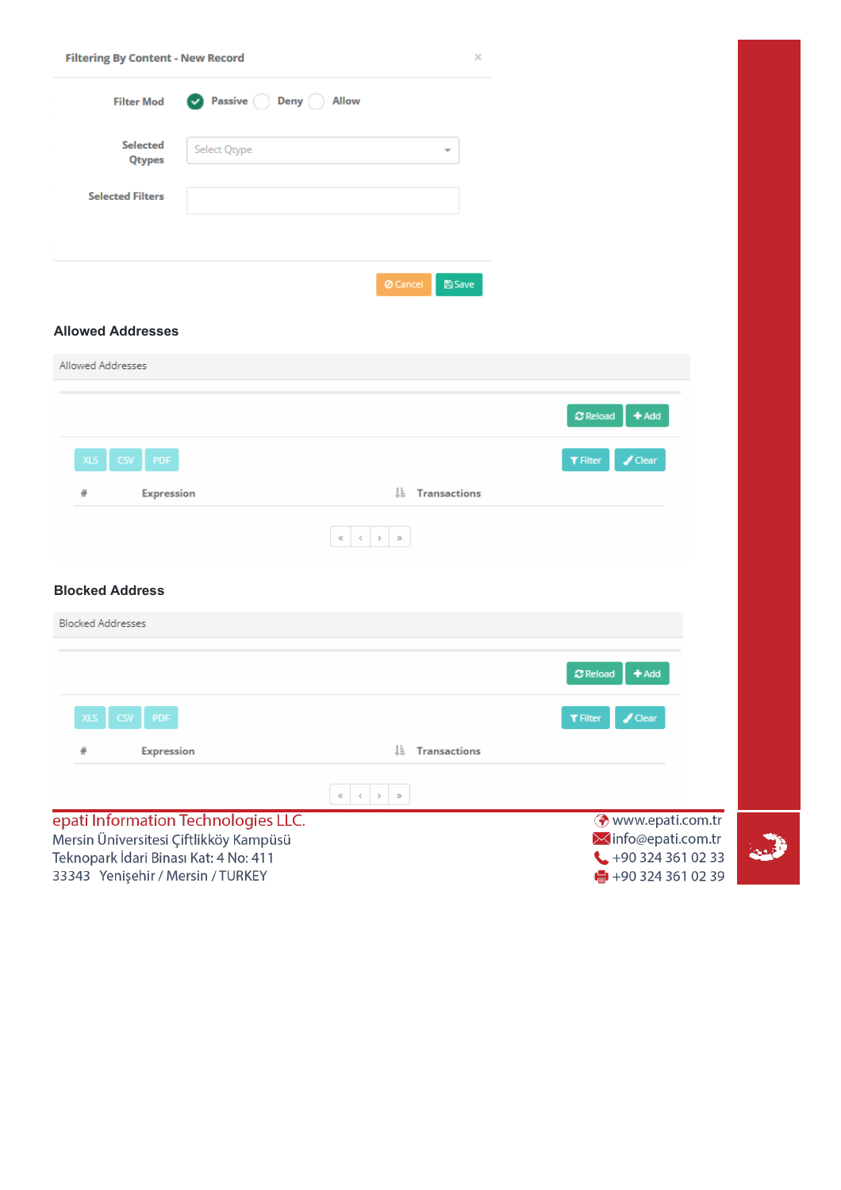Filtering By Content - New Record

Filter Mod: Passive / Deny / Allow

Selected Qtypes: Select Qtype

Selected Filters

Cancel Save

## Allowed Addresses

Allowed Addresses

Reload + Add

XLS CSV PDF Filter Clear

| # | Expression | Transactions |
|---|---|---|

## Blocked Address

Blocked Addresses

Reload + Add

XLS CSV PDF Filter Clear

| # | Expression | Transactions |
|---|---|---|

epati Information Technologies LLC.
Mersin Üniversitesi Çiftlikköy Kampüsü
Teknopark İdari Binası Kat: 4 No: 411
33343 Yenişehir / Mersin / TURKEY

www.epati.com.tr
info@epati.com.tr
+90 324 361 02 33
+90 324 361 02 39